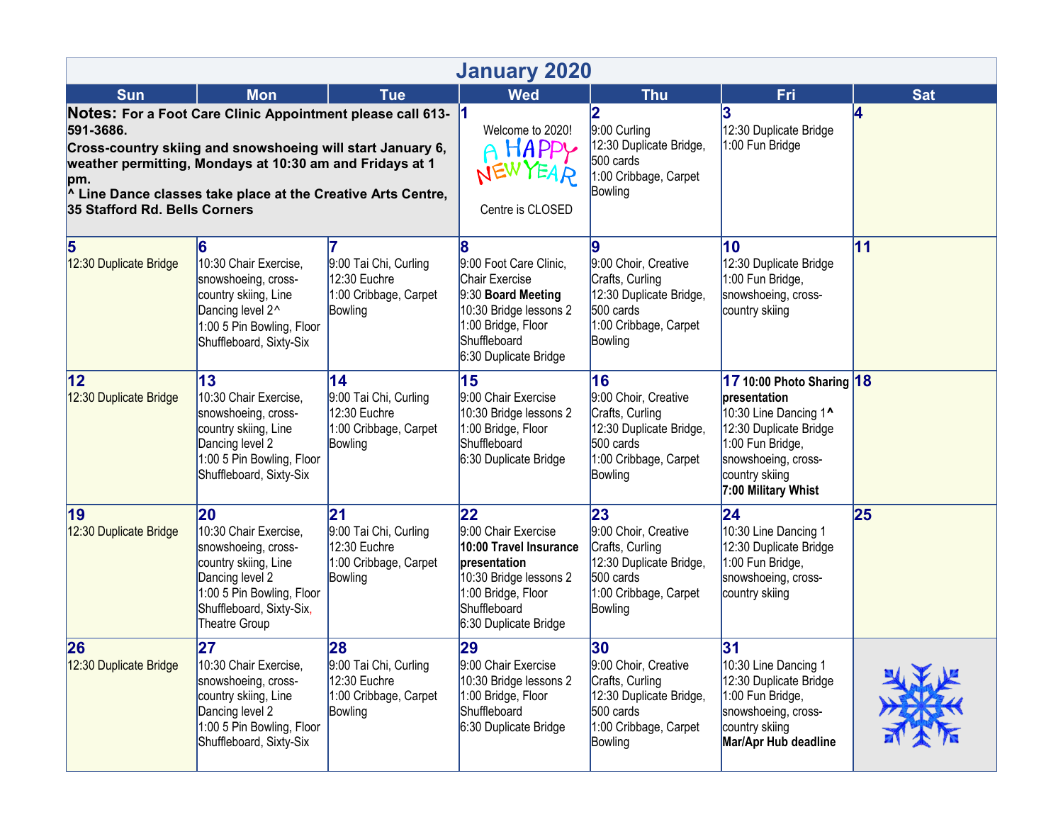# January 2020

| Sun | Mon | Tue | Wed | Thu | Fri | Sat |
|---|---|---|---|---|---|---|
| **Notes:** For a Foot Care Clinic Appointment please call 613-591-3686. **Cross-country skiing and snowshoeing will start January 6, weather permitting, Mondays at 10:30 am and Fridays at 1 pm.** **^ Line Dance classes take place at the Creative Arts Centre, 35 Stafford Rd. Bells Corners** | | | **1** Welcome to 2020! A HAPPY NEW YEAR Centre is CLOSED | **2** 9:00 Curling<br>12:30 Duplicate Bridge, 500 cards<br>1:00 Cribbage, Carpet Bowling | **3** 12:30 Duplicate Bridge<br>1:00 Fun Bridge | **4** |
| **5** 12:30 Duplicate Bridge | **6** 10:30 Chair Exercise, snowshoeing, cross-country skiing, Line Dancing level 2^<br>1:00 5 Pin Bowling, Floor Shuffleboard, Sixty-Six | **7** 9:00 Tai Chi, Curling<br>12:30 Euchre<br>1:00 Cribbage, Carpet Bowling | **8** 9:00 Foot Care Clinic, Chair Exercise<br>9:30 **Board Meeting**<br>10:30 Bridge lessons 2<br>1:00 Bridge, Floor Shuffleboard<br>6:30 Duplicate Bridge | **9** 9:00 Choir, Creative Crafts, Curling<br>12:30 Duplicate Bridge, 500 cards<br>1:00 Cribbage, Carpet Bowling | **10** 12:30 Duplicate Bridge<br>1:00 Fun Bridge, snowshoeing, cross-country skiing | **11** |
| **12** 12:30 Duplicate Bridge | **13** 10:30 Chair Exercise, snowshoeing, cross-country skiing, Line Dancing level 2<br>1:00 5 Pin Bowling, Floor Shuffleboard, Sixty-Six | **14** 9:00 Tai Chi, Curling<br>12:30 Euchre<br>1:00 Cribbage, Carpet Bowling | **15** 9:00 Chair Exercise<br>10:30 Bridge lessons 2<br>1:00 Bridge, Floor Shuffleboard<br>6:30 Duplicate Bridge | **16** 9:00 Choir, Creative Crafts, Curling<br>12:30 Duplicate Bridge, 500 cards<br>1:00 Cribbage, Carpet Bowling | **17** **10:00 Photo Sharing presentation**<br>10:30 Line Dancing 1^<br>12:30 Duplicate Bridge<br>1:00 Fun Bridge, snowshoeing, cross-country skiing<br>**7:00 Military Whist** | **18** |
| **19** 12:30 Duplicate Bridge | **20** 10:30 Chair Exercise, snowshoeing, cross-country skiing, Line Dancing level 2<br>1:00 5 Pin Bowling, Floor Shuffleboard, Sixty-Six, Theatre Group | **21** 9:00 Tai Chi, Curling<br>12:30 Euchre<br>1:00 Cribbage, Carpet Bowling | **22** 9:00 Chair Exercise<br>**10:00 Travel Insurance presentation**<br>10:30 Bridge lessons 2<br>1:00 Bridge, Floor Shuffleboard<br>6:30 Duplicate Bridge | **23** 9:00 Choir, Creative Crafts, Curling<br>12:30 Duplicate Bridge, 500 cards<br>1:00 Cribbage, Carpet Bowling | **24** 10:30 Line Dancing 1<br>12:30 Duplicate Bridge<br>1:00 Fun Bridge, snowshoeing, cross-country skiing | **25** |
| **26** 12:30 Duplicate Bridge | **27** 10:30 Chair Exercise, snowshoeing, cross-country skiing, Line Dancing level 2<br>1:00 5 Pin Bowling, Floor Shuffleboard, Sixty-Six | **28** 9:00 Tai Chi, Curling<br>12:30 Euchre<br>1:00 Cribbage, Carpet Bowling | **29** 9:00 Chair Exercise<br>10:30 Bridge lessons 2<br>1:00 Bridge, Floor Shuffleboard<br>6:30 Duplicate Bridge | **30** 9:00 Choir, Creative Crafts, Curling<br>12:30 Duplicate Bridge, 500 cards<br>1:00 Cribbage, Carpet Bowling | **31** 10:30 Line Dancing 1<br>12:30 Duplicate Bridge<br>1:00 Fun Bridge, snowshoeing, cross-country skiing<br>**Mar/Apr Hub deadline** | |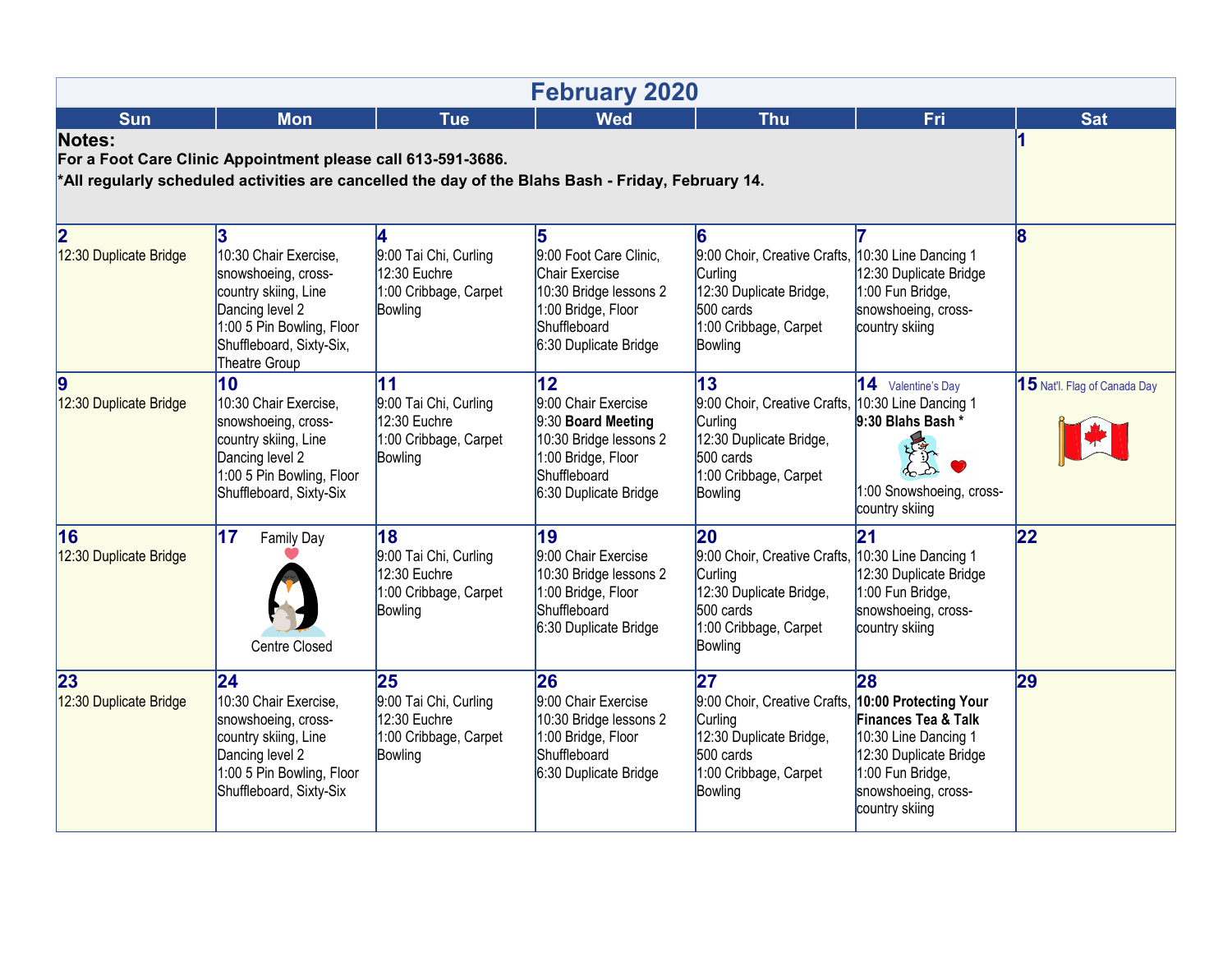# February 2020

| Sun | Mon | Tue | Wed | Thu | Fri | Sat |
|---|---|---|---|---|---|---|
| **Notes:** For a Foot Care Clinic Appointment please call 613-591-3686. *All regularly scheduled activities are cancelled the day of the Blahs Bash - Friday, February 14. | | | | | | **1** |
| **2** 12:30 Duplicate Bridge | **3** 10:30 Chair Exercise, snowshoeing, cross-country skiing, Line Dancing level 2 1:00 5 Pin Bowling, Floor Shuffleboard, Sixty-Six, Theatre Group | **4** 9:00 Tai Chi, Curling 12:30 Euchre 1:00 Cribbage, Carpet Bowling | **5** 9:00 Foot Care Clinic, Chair Exercise 10:30 Bridge lessons 2 1:00 Bridge, Floor Shuffleboard 6:30 Duplicate Bridge | **6** 9:00 Choir, Creative Crafts, Curling 12:30 Duplicate Bridge, 500 cards 1:00 Cribbage, Carpet Bowling | **7** 10:30 Line Dancing 1 12:30 Duplicate Bridge 1:00 Fun Bridge, snowshoeing, cross-country skiing | **8** |
| **9** 12:30 Duplicate Bridge | **10** 10:30 Chair Exercise, snowshoeing, cross-country skiing, Line Dancing level 2 1:00 5 Pin Bowling, Floor Shuffleboard, Sixty-Six | **11** 9:00 Tai Chi, Curling 12:30 Euchre 1:00 Cribbage, Carpet Bowling | **12** 9:00 Chair Exercise 9:30 **Board Meeting** 10:30 Bridge lessons 2 1:00 Bridge, Floor Shuffleboard 6:30 Duplicate Bridge | **13** 9:00 Choir, Creative Crafts, Curling 12:30 Duplicate Bridge, 500 cards 1:00 Cribbage, Carpet Bowling | **14** Valentine's Day 10:30 Line Dancing 1 **9:30 Blahs Bash *** 1:00 Snowshoeing, cross-country skiing | **15** Nat'l. Flag of Canada Day |
| **16** 12:30 Duplicate Bridge | **17** Family Day Centre Closed | **18** 9:00 Tai Chi, Curling 12:30 Euchre 1:00 Cribbage, Carpet Bowling | **19** 9:00 Chair Exercise 10:30 Bridge lessons 2 1:00 Bridge, Floor Shuffleboard 6:30 Duplicate Bridge | **20** 9:00 Choir, Creative Crafts, Curling 12:30 Duplicate Bridge, 500 cards 1:00 Cribbage, Carpet Bowling | **21** 10:30 Line Dancing 1 12:30 Duplicate Bridge 1:00 Fun Bridge, snowshoeing, cross-country skiing | **22** |
| **23** 12:30 Duplicate Bridge | **24** 10:30 Chair Exercise, snowshoeing, cross-country skiing, Line Dancing level 2 1:00 5 Pin Bowling, Floor Shuffleboard, Sixty-Six | **25** 9:00 Tai Chi, Curling 12:30 Euchre 1:00 Cribbage, Carpet Bowling | **26** 9:00 Chair Exercise 10:30 Bridge lessons 2 1:00 Bridge, Floor Shuffleboard 6:30 Duplicate Bridge | **27** 9:00 Choir, Creative Crafts, Curling 12:30 Duplicate Bridge, 500 cards 1:00 Cribbage, Carpet Bowling | **28** **10:00 Protecting Your Finances Tea & Talk** 10:30 Line Dancing 1 12:30 Duplicate Bridge 1:00 Fun Bridge, snowshoeing, cross-country skiing | **29** |